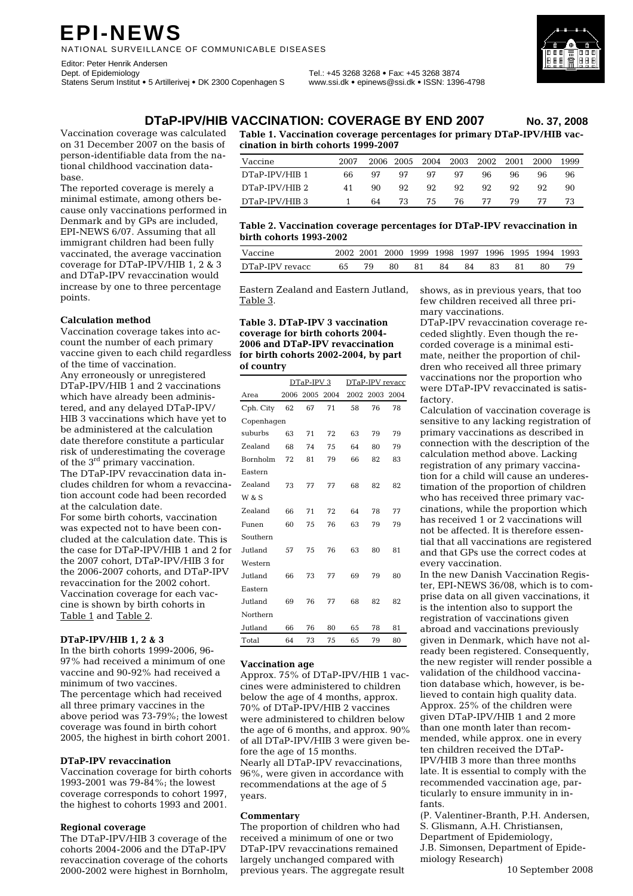# EPI-NEWS

NATIONAL SURVEILLANCE OF COMMUNICABLE DISEASES

Editor: Peter Henrik Andersen
Dept. of Epidemiology
Statens Serum Institut • 5 Artillerivej • DK 2300 Copenhagen S

Tel.: +45 3268 3268 • Fax: +45 3268 3874
www.ssi.dk • epinews@ssi.dk • ISSN: 1396-4798

## DTaP-IPV/HIB VACCINATION: COVERAGE BY END 2007

**No. 37, 2008**

Vaccination coverage was calculated on 31 December 2007 on the basis of person-identifiable data from the national childhood vaccination database.

The reported coverage is merely a minimal estimate, among others because only vaccinations performed in Denmark and by GPs are included, EPI-NEWS 6/07. Assuming that all immigrant children had been fully vaccinated, the average vaccination coverage for DTaP-IPV/HIB 1, 2 & 3 and DTaP-IPV revaccination would increase by one to three percentage points.

### Calculation method

Vaccination coverage takes into account the number of each primary vaccine given to each child regardless of the time of vaccination.

Any erroneously or unregistered DTaP-IPV/HIB 1 and 2 vaccinations which have already been administered, and any delayed DTaP-IPV/HIB 3 vaccinations which have yet to be administered at the calculation date therefore constitute a particular risk of underestimating the coverage of the 3rd primary vaccination.

The DTaP-IPV revaccination data includes children for whom a revaccination account code had been recorded at the calculation date.

For some birth cohorts, vaccination was expected not to have been concluded at the calculation date. This is the case for DTaP-IPV/HIB 1 and 2 for the 2007 cohort, DTaP-IPV/HIB 3 for the 2006-2007 cohorts, and DTaP-IPV revaccination for the 2002 cohort.

Vaccination coverage for each vaccine is shown by birth cohorts in Table 1 and Table 2.

**Table 1. Vaccination coverage percentages for primary DTaP-IPV/HIB vaccination in birth cohorts 1999-2007**

| Vaccine | 2007 | 2006 | 2005 | 2004 | 2003 | 2002 | 2001 | 2000 | 1999 |
|---|---|---|---|---|---|---|---|---|---|
| DTaP-IPV/HIB 1 | 66 | 97 | 97 | 97 | 97 | 96 | 96 | 96 | 96 |
| DTaP-IPV/HIB 2 | 41 | 90 | 92 | 92 | 92 | 92 | 92 | 92 | 90 |
| DTaP-IPV/HIB 3 | 1 | 64 | 73 | 75 | 76 | 77 | 79 | 77 | 73 |

**Table 2. Vaccination coverage percentages for DTaP-IPV revaccination in birth cohorts 1993-2002**

| Vaccine | 2002 | 2001 | 2000 | 1999 | 1998 | 1997 | 1996 | 1995 | 1994 | 1993 |
|---|---|---|---|---|---|---|---|---|---|---|
| DTaP-IPV revacc | 65 | 79 | 80 | 81 | 84 | 84 | 83 | 81 | 80 | 79 |

### DTaP-IPV/HIB 1, 2 & 3

In the birth cohorts 1999-2006, 96-97% had received a minimum of one vaccine and 90-92% had received a minimum of two vaccines.

The percentage which had received all three primary vaccines in the above period was 73-79%; the lowest coverage was found in birth cohort 2005, the highest in birth cohort 2001.

### DTaP-IPV revaccination

Vaccination coverage for birth cohorts 1993-2001 was 79-84%; the lowest coverage corresponds to cohort 1997, the highest to cohorts 1993 and 2001.

### Regional coverage

The DTaP-IPV/HIB 3 coverage of the cohorts 2004-2006 and the DTaP-IPV revaccination coverage of the cohorts 2000-2002 were highest in Bornholm, Eastern Zealand and Eastern Jutland, Table 3.

**Table 3. DTaP-IPV 3 vaccination coverage for birth cohorts 2004-2006 and DTaP-IPV revaccination for birth cohorts 2002-2004, by part of country**

| | DTaP-IPV 3 | | | DTaP-IPV revacc | | |
|---|---|---|---|---|---|---|
| Area | 2006 | 2005 | 2004 | 2002 | 2003 | 2004 |
| Cph. City | 62 | 67 | 71 | 58 | 76 | 78 |
| Copenhagen suburbs | 63 | 71 | 72 | 63 | 79 | 79 |
| Zealand | 68 | 74 | 75 | 64 | 80 | 79 |
| Bornholm | 72 | 81 | 79 | 66 | 82 | 83 |
| Eastern Zealand | 73 | 77 | 77 | 68 | 82 | 82 |
| W & S Zealand | 66 | 71 | 72 | 64 | 78 | 77 |
| Funen | 60 | 75 | 76 | 63 | 79 | 79 |
| Southern Jutland | 57 | 75 | 76 | 63 | 80 | 81 |
| Western Jutland | 66 | 73 | 77 | 69 | 79 | 80 |
| Eastern Jutland | 69 | 76 | 77 | 68 | 82 | 82 |
| Northern Jutland | 66 | 76 | 80 | 65 | 78 | 81 |
| Total | 64 | 73 | 75 | 65 | 79 | 80 |

### Vaccination age

Approx. 75% of DTaP-IPV/HIB 1 vaccines were administered to children below the age of 4 months, approx. 70% of DTaP-IPV/HIB 2 vaccines were administered to children below the age of 6 months, and approx. 90% of all DTaP-IPV/HIB 3 were given before the age of 15 months.

Nearly all DTaP-IPV revaccinations, 96%, were given in accordance with recommendations at the age of 5 years.

### Commentary

The proportion of children who had received a minimum of one or two DTaP-IPV revaccinations remained largely unchanged compared with previous years. The aggregate result shows, as in previous years, that too few children received all three primary vaccinations.

DTaP-IPV revaccination coverage receded slightly. Even though the recorded coverage is a minimal estimate, neither the proportion of children who received all three primary vaccinations nor the proportion who were DTaP-IPV revaccinated is satisfactory.

Calculation of vaccination coverage is sensitive to any lacking registration of primary vaccinations as described in connection with the description of the calculation method above. Lacking registration of any primary vaccination for a child will cause an underestimation of the proportion of children who has received three primary vaccinations, while the proportion which has received 1 or 2 vaccinations will not be affected. It is therefore essential that all vaccinations are registered and that GPs use the correct codes at every vaccination.

In the new Danish Vaccination Register, EPI-NEWS 36/08, which is to comprise data on all given vaccinations, it is the intention also to support the registration of vaccinations given abroad and vaccinations previously given in Denmark, which have not already been registered. Consequently, the new register will render possible a validation of the childhood vaccination database which, however, is believed to contain high quality data.

Approx. 25% of the children were given DTaP-IPV/HIB 1 and 2 more than one month later than recommended, while approx. one in every ten children received the DTaP-IPV/HIB 3 more than three months late. It is essential to comply with the recommended vaccination age, particularly to ensure immunity in infants.

(P. Valentiner-Branth, P.H. Andersen, S. Glismann, A.H. Christiansen, Department of Epidemiology, J.B. Simonsen, Department of Epidemiology Research)

10 September 2008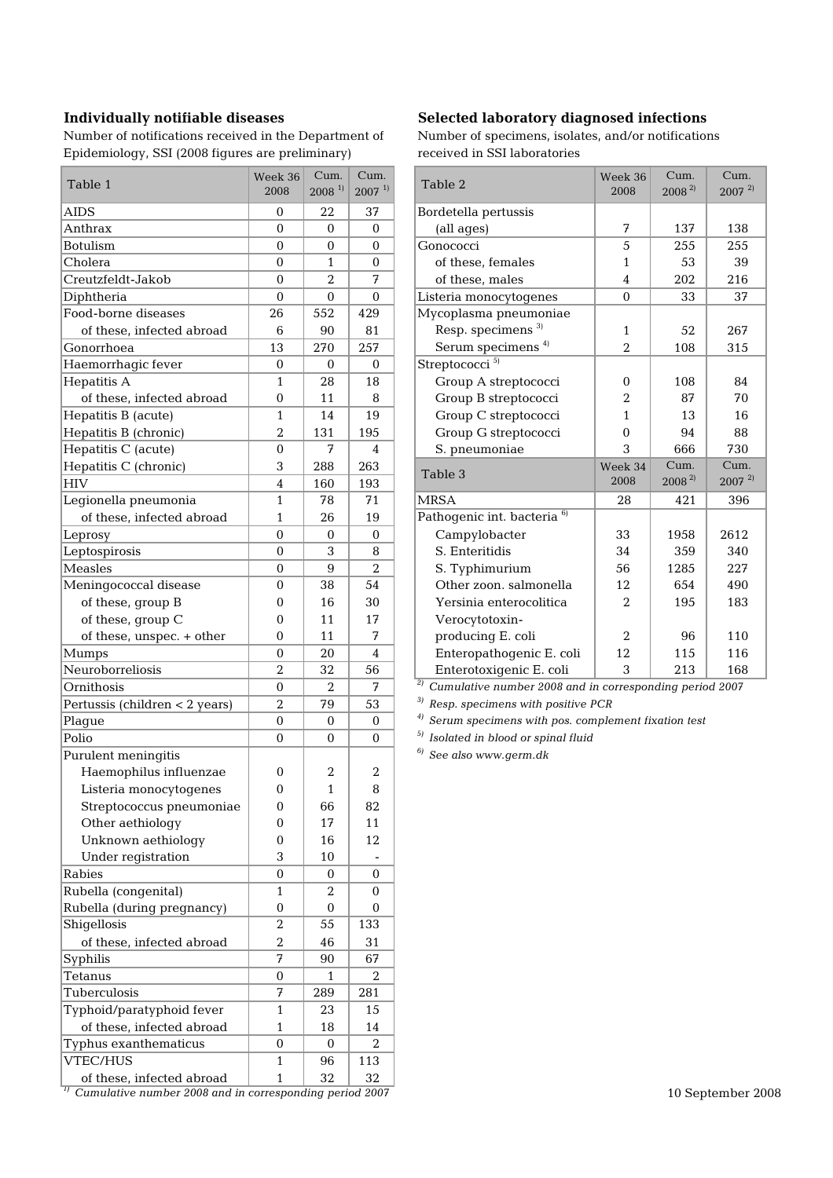### Individually notifiable diseases

Number of notifications received in the Department of Epidemiology, SSI (2008 figures are preliminary)

| Table 1 | Week 36 2008 | Cum. 2008 [1)] | Cum. 2007 [1)] |
|---|---|---|---|
| AIDS | 0 | 22 | 37 |
| Anthrax | 0 | 0 | 0 |
| Botulism | 0 | 0 | 0 |
| Cholera | 0 | 1 | 0 |
| Creutzfeldt-Jakob | 0 | 2 | 7 |
| Diphtheria | 0 | 0 | 0 |
| Food-borne diseases | 26 | 552 | 429 |
| of these, infected abroad | 6 | 90 | 81 |
| Gonorrhoea | 13 | 270 | 257 |
| Haemorrhagic fever | 0 | 0 | 0 |
| Hepatitis A | 1 | 28 | 18 |
| of these, infected abroad | 0 | 11 | 8 |
| Hepatitis B (acute) | 1 | 14 | 19 |
| Hepatitis B (chronic) | 2 | 131 | 195 |
| Hepatitis C (acute) | 0 | 7 | 4 |
| Hepatitis C (chronic) | 3 | 288 | 263 |
| HIV | 4 | 160 | 193 |
| Legionella pneumonia | 1 | 78 | 71 |
| of these, infected abroad | 1 | 26 | 19 |
| Leprosy | 0 | 0 | 0 |
| Leptospirosis | 0 | 3 | 8 |
| Measles | 0 | 9 | 2 |
| Meningococcal disease | 0 | 38 | 54 |
| of these, group B | 0 | 16 | 30 |
| of these, group C | 0 | 11 | 17 |
| of these, unspec. + other | 0 | 11 | 7 |
| Mumps | 0 | 20 | 4 |
| Neuroborreliosis | 2 | 32 | 56 |
| Ornithosis | 0 | 2 | 7 |
| Pertussis (children < 2 years) | 2 | 79 | 53 |
| Plague | 0 | 0 | 0 |
| Polio | 0 | 0 | 0 |
| Purulent meningitis | | | |
| Haemophilus influenzae | 0 | 2 | 2 |
| Listeria monocytogenes | 0 | 1 | 8 |
| Streptococcus pneumoniae | 0 | 66 | 82 |
| Other aethiology | 0 | 17 | 11 |
| Unknown aethiology | 0 | 16 | 12 |
| Under registration | 3 | 10 | - |
| Rabies | 0 | 0 | 0 |
| Rubella (congenital) | 1 | 2 | 0 |
| Rubella (during pregnancy) | 0 | 0 | 0 |
| Shigellosis | 2 | 55 | 133 |
| of these, infected abroad | 2 | 46 | 31 |
| Syphilis | 7 | 90 | 67 |
| Tetanus | 0 | 1 | 2 |
| Tuberculosis | 7 | 289 | 281 |
| Typhoid/paratyphoid fever | 1 | 23 | 15 |
| of these, infected abroad | 1 | 18 | 14 |
| Typhus exanthematicus | 0 | 0 | 2 |
| VTEC/HUS | 1 | 96 | 113 |
| of these, infected abroad | 1 | 32 | 32 |

*1) Cumulative number 2008 and in corresponding period 2007*

### Selected laboratory diagnosed infections

Number of specimens, isolates, and/or notifications received in SSI laboratories

| Table 2 | Week 36 2008 | Cum. 2008 [2)] | Cum. 2007 [2)] |
|---|---|---|---|
| Bordetella pertussis (all ages) | 7 | 137 | 138 |
| Gonococci | 5 | 255 | 255 |
| of these, females | 1 | 53 | 39 |
| of these, males | 4 | 202 | 216 |
| Listeria monocytogenes | 0 | 33 | 37 |
| Mycoplasma pneumoniae | | | |
| Resp. specimens [3)] | 1 | 52 | 267 |
| Serum specimens [4)] | 2 | 108 | 315 |
| Streptococci [5)] | | | |
| Group A streptococci | 0 | 108 | 84 |
| Group B streptococci | 2 | 87 | 70 |
| Group C streptococci | 1 | 13 | 16 |
| Group G streptococci | 0 | 94 | 88 |
| S. pneumoniae | 3 | 666 | 730 |

| Table 3 | Week 34 2008 | Cum. 2008 [2)] | Cum. 2007 [2)] |
|---|---|---|---|
| MRSA | 28 | 421 | 396 |
| Pathogenic int. bacteria [6)] | | | |
| Campylobacter | 33 | 1958 | 2612 |
| S. Enteritidis | 34 | 359 | 340 |
| S. Typhimurium | 56 | 1285 | 227 |
| Other zoon. salmonella | 12 | 654 | 490 |
| Yersinia enterocolitica | 2 | 195 | 183 |
| Verocytotoxin-producing E. coli | 2 | 96 | 110 |
| Enteropathogenic E. coli | 12 | 115 | 116 |
| Enterotoxigenic E. coli | 3 | 213 | 168 |

*2) Cumulative number 2008 and in corresponding period 2007*

*3) Resp. specimens with positive PCR*

*4) Serum specimens with pos. complement fixation test*

*5) Isolated in blood or spinal fluid*

*6) See also www.germ.dk*

10 September 2008